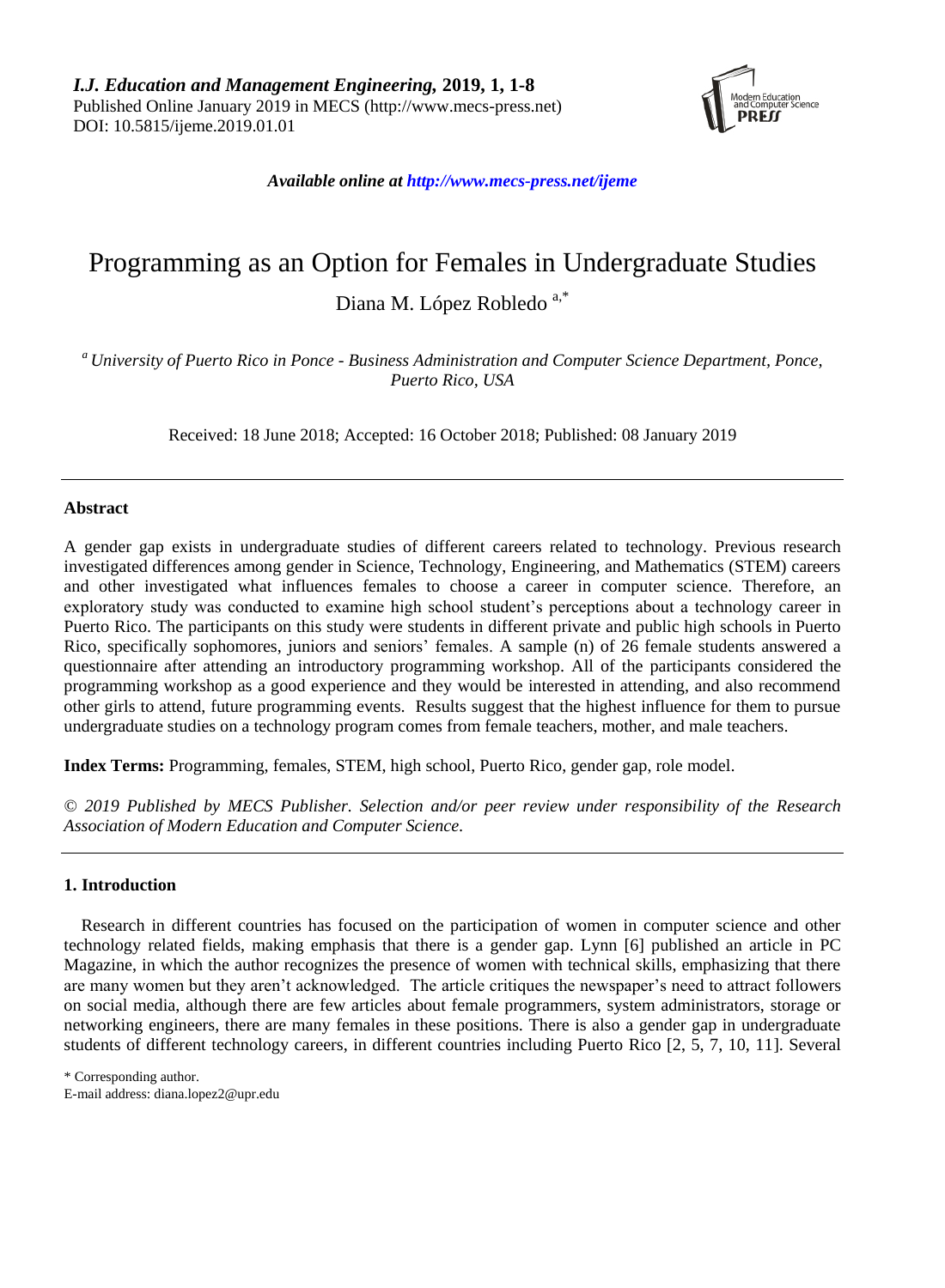# Programming as an Option for Females in Undergraduate Studies

Diana M. López Robledo [a,*]

[a] *University of Puerto Rico in Ponce - Business Administration and Computer Science Department, Ponce, Puerto Rico, USA*

Received: 18 June 2018; Accepted: 16 October 2018; Published: 08 January 2019

---

### Abstract

A gender gap exists in undergraduate studies of different careers related to technology. Previous research investigated differences among gender in Science, Technology, Engineering, and Mathematics (STEM) careers and other investigated what influences females to choose a career in computer science. Therefore, an exploratory study was conducted to examine high school student's perceptions about a technology career in Puerto Rico. The participants on this study were students in different private and public high schools in Puerto Rico, specifically sophomores, juniors and seniors' females. A sample (n) of 26 female students answered a questionnaire after attending an introductory programming workshop. All of the participants considered the programming workshop as a good experience and they would be interested in attending, and also recommend other girls to attend, future programming events. Results suggest that the highest influence for them to pursue undergraduate studies on a technology program comes from female teachers, mother, and male teachers.

**Index Terms:** Programming, females, STEM, high school, Puerto Rico, gender gap, role model.

*© 2019 Published by MECS Publisher. Selection and/or peer review under responsibility of the Research Association of Modern Education and Computer Science.*

---

## 1. Introduction

Research in different countries has focused on the participation of women in computer science and other technology related fields, making emphasis that there is a gender gap. Lynn [6] published an article in PC Magazine, in which the author recognizes the presence of women with technical skills, emphasizing that there are many women but they aren't acknowledged. The article critiques the newspaper's need to attract followers on social media, although there are few articles about female programmers, system administrators, storage or networking engineers, there are many females in these positions. There is also a gender gap in undergraduate students of different technology careers, in different countries including Puerto Rico [2, 5, 7, 10, 11]. Several

\* Corresponding author.
E-mail address: diana.lopez2@upr.edu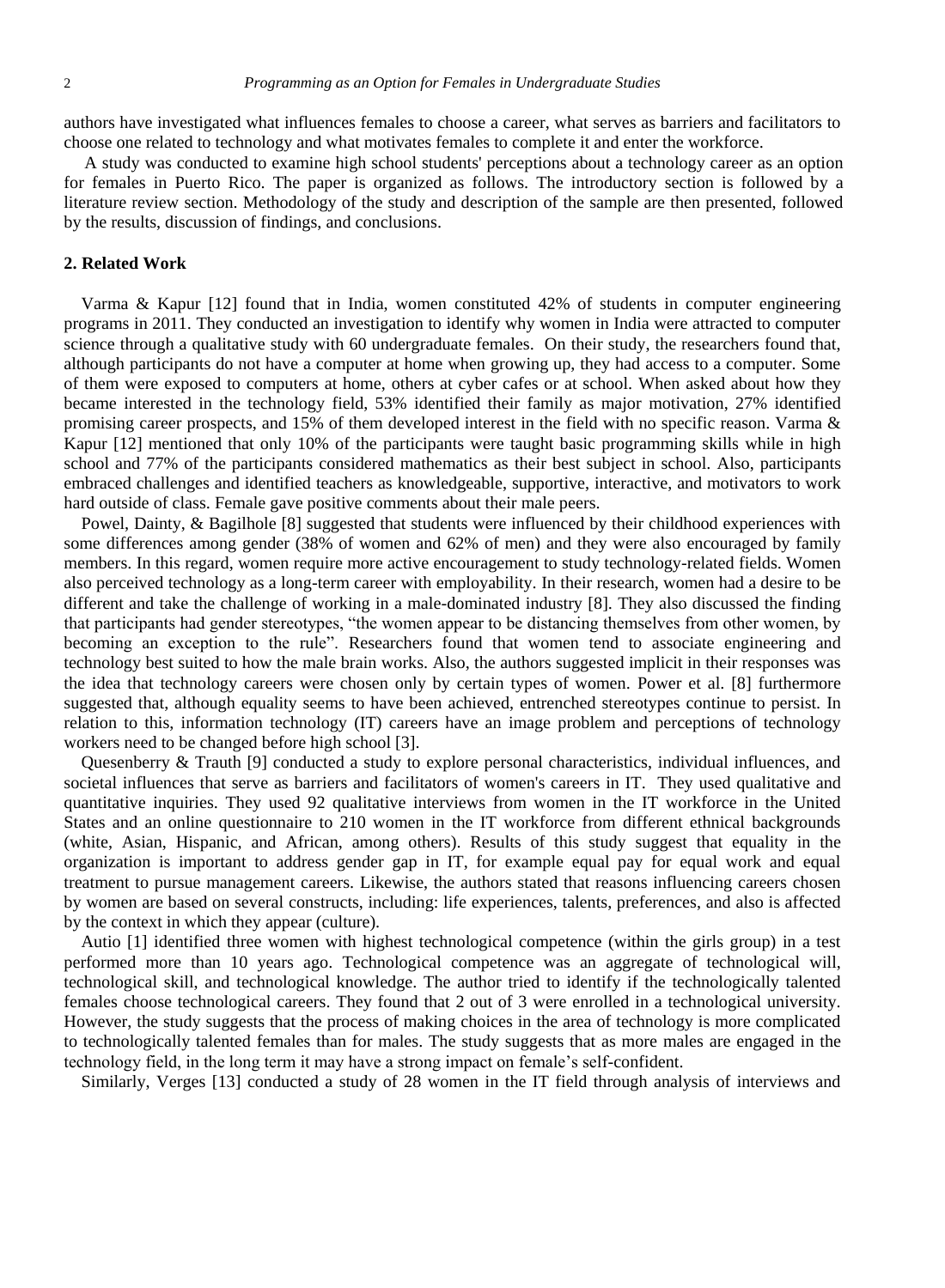authors have investigated what influences females to choose a career, what serves as barriers and facilitators to choose one related to technology and what motivates females to complete it and enter the workforce.

A study was conducted to examine high school students' perceptions about a technology career as an option for females in Puerto Rico. The paper is organized as follows. The introductory section is followed by a literature review section. Methodology of the study and description of the sample are then presented, followed by the results, discussion of findings, and conclusions.

## 2. Related Work

Varma & Kapur [12] found that in India, women constituted 42% of students in computer engineering programs in 2011. They conducted an investigation to identify why women in India were attracted to computer science through a qualitative study with 60 undergraduate females. On their study, the researchers found that, although participants do not have a computer at home when growing up, they had access to a computer. Some of them were exposed to computers at home, others at cyber cafes or at school. When asked about how they became interested in the technology field, 53% identified their family as major motivation, 27% identified promising career prospects, and 15% of them developed interest in the field with no specific reason. Varma & Kapur [12] mentioned that only 10% of the participants were taught basic programming skills while in high school and 77% of the participants considered mathematics as their best subject in school. Also, participants embraced challenges and identified teachers as knowledgeable, supportive, interactive, and motivators to work hard outside of class. Female gave positive comments about their male peers.

Powel, Dainty, & Bagilhole [8] suggested that students were influenced by their childhood experiences with some differences among gender (38% of women and 62% of men) and they were also encouraged by family members. In this regard, women require more active encouragement to study technology-related fields. Women also perceived technology as a long-term career with employability. In their research, women had a desire to be different and take the challenge of working in a male-dominated industry [8]. They also discussed the finding that participants had gender stereotypes, "the women appear to be distancing themselves from other women, by becoming an exception to the rule". Researchers found that women tend to associate engineering and technology best suited to how the male brain works. Also, the authors suggested implicit in their responses was the idea that technology careers were chosen only by certain types of women. Power et al. [8] furthermore suggested that, although equality seems to have been achieved, entrenched stereotypes continue to persist. In relation to this, information technology (IT) careers have an image problem and perceptions of technology workers need to be changed before high school [3].

Quesenberry & Trauth [9] conducted a study to explore personal characteristics, individual influences, and societal influences that serve as barriers and facilitators of women's careers in IT. They used qualitative and quantitative inquiries. They used 92 qualitative interviews from women in the IT workforce in the United States and an online questionnaire to 210 women in the IT workforce from different ethnical backgrounds (white, Asian, Hispanic, and African, among others). Results of this study suggest that equality in the organization is important to address gender gap in IT, for example equal pay for equal work and equal treatment to pursue management careers. Likewise, the authors stated that reasons influencing careers chosen by women are based on several constructs, including: life experiences, talents, preferences, and also is affected by the context in which they appear (culture).

Autio [1] identified three women with highest technological competence (within the girls group) in a test performed more than 10 years ago. Technological competence was an aggregate of technological will, technological skill, and technological knowledge. The author tried to identify if the technologically talented females choose technological careers. They found that 2 out of 3 were enrolled in a technological university. However, the study suggests that the process of making choices in the area of technology is more complicated to technologically talented females than for males. The study suggests that as more males are engaged in the technology field, in the long term it may have a strong impact on female's self-confident.

Similarly, Verges [13] conducted a study of 28 women in the IT field through analysis of interviews and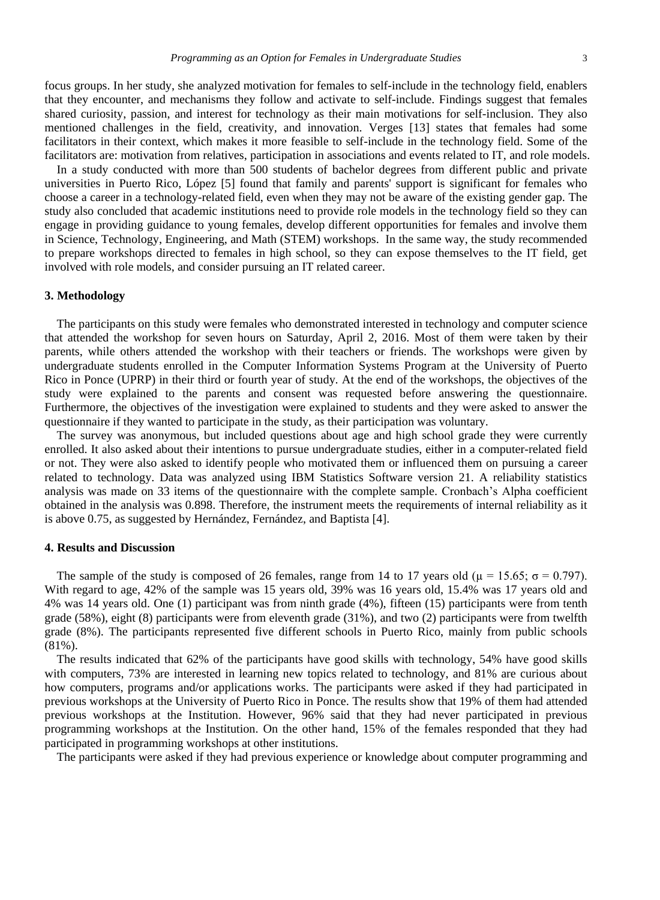focus groups. In her study, she analyzed motivation for females to self-include in the technology field, enablers that they encounter, and mechanisms they follow and activate to self-include. Findings suggest that females shared curiosity, passion, and interest for technology as their main motivations for self-inclusion. They also mentioned challenges in the field, creativity, and innovation. Verges [13] states that females had some facilitators in their context, which makes it more feasible to self-include in the technology field. Some of the facilitators are: motivation from relatives, participation in associations and events related to IT, and role models.

In a study conducted with more than 500 students of bachelor degrees from different public and private universities in Puerto Rico, López [5] found that family and parents' support is significant for females who choose a career in a technology-related field, even when they may not be aware of the existing gender gap. The study also concluded that academic institutions need to provide role models in the technology field so they can engage in providing guidance to young females, develop different opportunities for females and involve them in Science, Technology, Engineering, and Math (STEM) workshops. In the same way, the study recommended to prepare workshops directed to females in high school, so they can expose themselves to the IT field, get involved with role models, and consider pursuing an IT related career.

## 3. Methodology

The participants on this study were females who demonstrated interested in technology and computer science that attended the workshop for seven hours on Saturday, April 2, 2016. Most of them were taken by their parents, while others attended the workshop with their teachers or friends. The workshops were given by undergraduate students enrolled in the Computer Information Systems Program at the University of Puerto Rico in Ponce (UPRP) in their third or fourth year of study. At the end of the workshops, the objectives of the study were explained to the parents and consent was requested before answering the questionnaire. Furthermore, the objectives of the investigation were explained to students and they were asked to answer the questionnaire if they wanted to participate in the study, as their participation was voluntary.

The survey was anonymous, but included questions about age and high school grade they were currently enrolled. It also asked about their intentions to pursue undergraduate studies, either in a computer-related field or not. They were also asked to identify people who motivated them or influenced them on pursuing a career related to technology. Data was analyzed using IBM Statistics Software version 21. A reliability statistics analysis was made on 33 items of the questionnaire with the complete sample. Cronbach's Alpha coefficient obtained in the analysis was 0.898. Therefore, the instrument meets the requirements of internal reliability as it is above 0.75, as suggested by Hernández, Fernández, and Baptista [4].

## 4. Results and Discussion

The sample of the study is composed of 26 females, range from 14 to 17 years old ($\mu = 15.65$; $\sigma = 0.797$). With regard to age, 42% of the sample was 15 years old, 39% was 16 years old, 15.4% was 17 years old and 4% was 14 years old. One (1) participant was from ninth grade (4%), fifteen (15) participants were from tenth grade (58%), eight (8) participants were from eleventh grade (31%), and two (2) participants were from twelfth grade (8%). The participants represented five different schools in Puerto Rico, mainly from public schools (81%).

The results indicated that 62% of the participants have good skills with technology, 54% have good skills with computers, 73% are interested in learning new topics related to technology, and 81% are curious about how computers, programs and/or applications works. The participants were asked if they had participated in previous workshops at the University of Puerto Rico in Ponce. The results show that 19% of them had attended previous workshops at the Institution. However, 96% said that they had never participated in previous programming workshops at the Institution. On the other hand, 15% of the females responded that they had participated in programming workshops at other institutions.

The participants were asked if they had previous experience or knowledge about computer programming and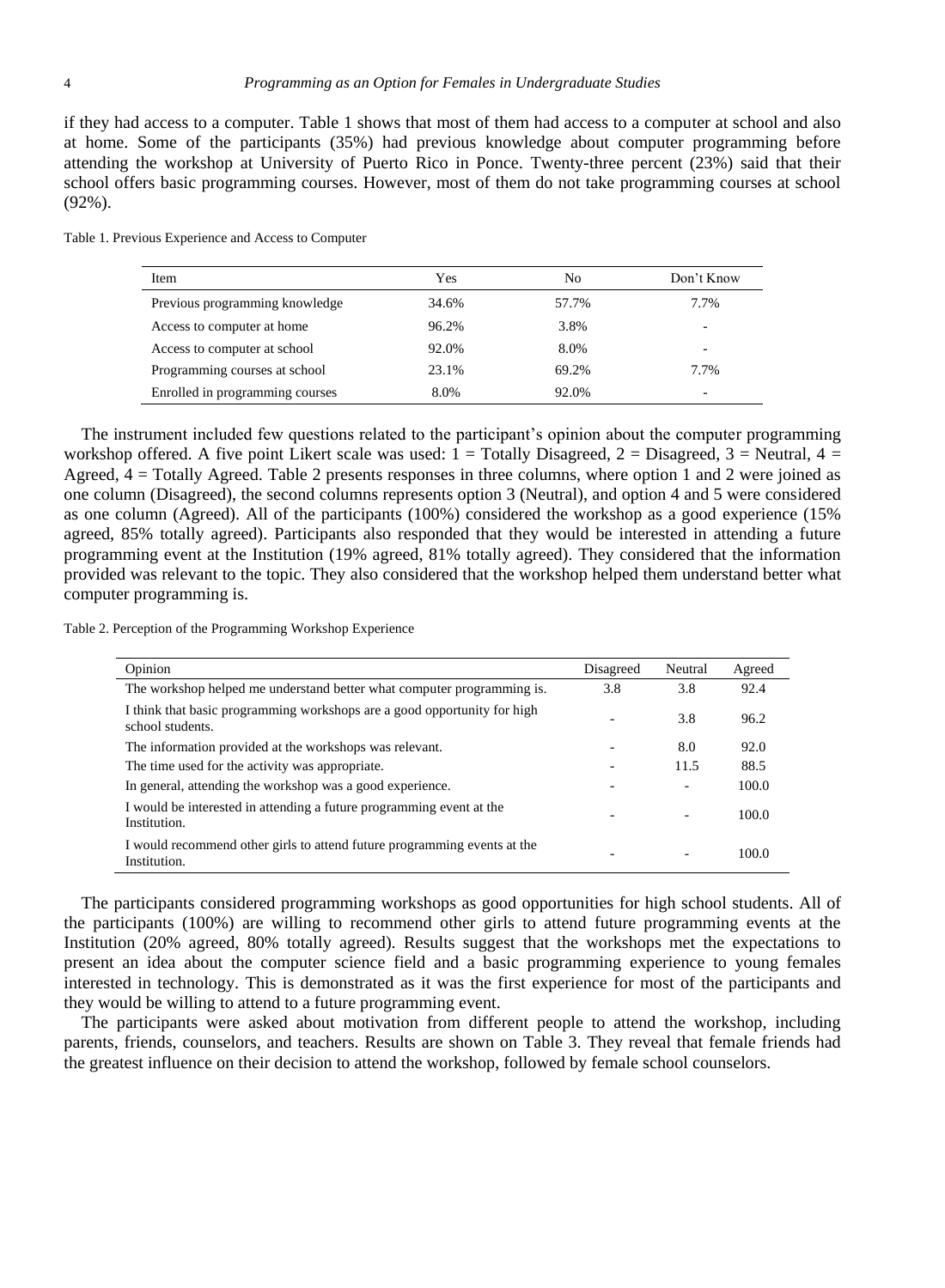if they had access to a computer. Table 1 shows that most of them had access to a computer at school and also at home. Some of the participants (35%) had previous knowledge about computer programming before attending the workshop at University of Puerto Rico in Ponce. Twenty-three percent (23%) said that their school offers basic programming courses. However, most of them do not take programming courses at school (92%).

Table 1. Previous Experience and Access to Computer

| Item | Yes | No | Don't Know |
|---|---|---|---|
| Previous programming knowledge | 34.6% | 57.7% | 7.7% |
| Access to computer at home | 96.2% | 3.8% | - |
| Access to computer at school | 92.0% | 8.0% | - |
| Programming courses at school | 23.1% | 69.2% | 7.7% |
| Enrolled in programming courses | 8.0% | 92.0% | - |

The instrument included few questions related to the participant's opinion about the computer programming workshop offered. A five point Likert scale was used: 1 = Totally Disagreed, 2 = Disagreed, 3 = Neutral, 4 = Agreed, 4 = Totally Agreed. Table 2 presents responses in three columns, where option 1 and 2 were joined as one column (Disagreed), the second columns represents option 3 (Neutral), and option 4 and 5 were considered as one column (Agreed). All of the participants (100%) considered the workshop as a good experience (15% agreed, 85% totally agreed). Participants also responded that they would be interested in attending a future programming event at the Institution (19% agreed, 81% totally agreed). They considered that the information provided was relevant to the topic. They also considered that the workshop helped them understand better what computer programming is.

Table 2. Perception of the Programming Workshop Experience

| Opinion | Disagreed | Neutral | Agreed |
|---|---|---|---|
| The workshop helped me understand better what computer programming is. | 3.8 | 3.8 | 92.4 |
| I think that basic programming workshops are a good opportunity for high school students. | - | 3.8 | 96.2 |
| The information provided at the workshops was relevant. | - | 8.0 | 92.0 |
| The time used for the activity was appropriate. | - | 11.5 | 88.5 |
| In general, attending the workshop was a good experience. | - | - | 100.0 |
| I would be interested in attending a future programming event at the Institution. | - | - | 100.0 |
| I would recommend other girls to attend future programming events at the Institution. | - | - | 100.0 |

The participants considered programming workshops as good opportunities for high school students. All of the participants (100%) are willing to recommend other girls to attend future programming events at the Institution (20% agreed, 80% totally agreed). Results suggest that the workshops met the expectations to present an idea about the computer science field and a basic programming experience to young females interested in technology. This is demonstrated as it was the first experience for most of the participants and they would be willing to attend to a future programming event.

The participants were asked about motivation from different people to attend the workshop, including parents, friends, counselors, and teachers. Results are shown on Table 3. They reveal that female friends had the greatest influence on their decision to attend the workshop, followed by female school counselors.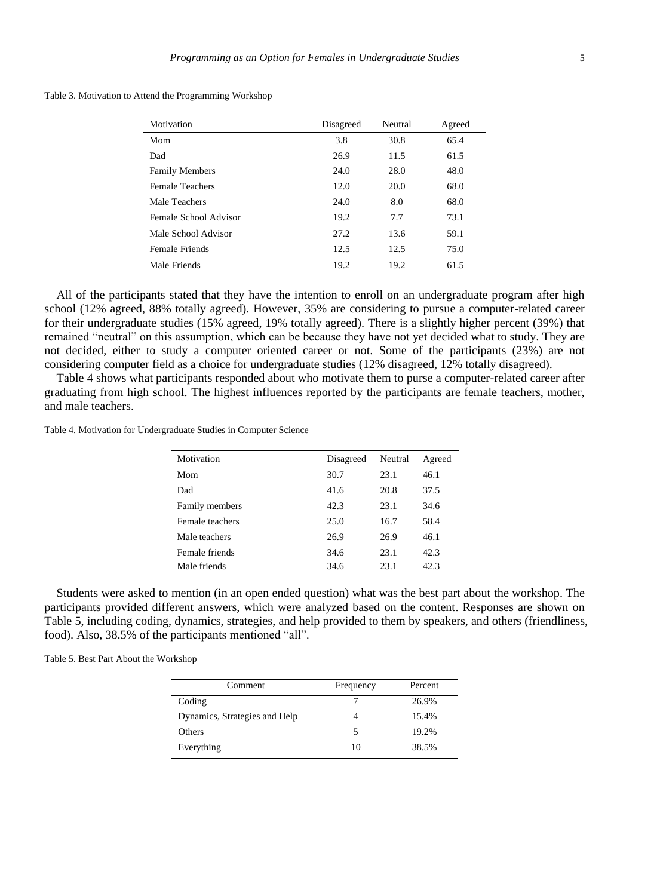Table 3. Motivation to Attend the Programming Workshop

| Motivation | Disagreed | Neutral | Agreed |
|---|---|---|---|
| Mom | 3.8 | 30.8 | 65.4 |
| Dad | 26.9 | 11.5 | 61.5 |
| Family Members | 24.0 | 28.0 | 48.0 |
| Female Teachers | 12.0 | 20.0 | 68.0 |
| Male Teachers | 24.0 | 8.0 | 68.0 |
| Female School Advisor | 19.2 | 7.7 | 73.1 |
| Male School Advisor | 27.2 | 13.6 | 59.1 |
| Female Friends | 12.5 | 12.5 | 75.0 |
| Male Friends | 19.2 | 19.2 | 61.5 |

All of the participants stated that they have the intention to enroll on an undergraduate program after high school (12% agreed, 88% totally agreed). However, 35% are considering to pursue a computer-related career for their undergraduate studies (15% agreed, 19% totally agreed). There is a slightly higher percent (39%) that remained "neutral" on this assumption, which can be because they have not yet decided what to study. They are not decided, either to study a computer oriented career or not. Some of the participants (23%) are not considering computer field as a choice for undergraduate studies (12% disagreed, 12% totally disagreed).

Table 4 shows what participants responded about who motivate them to purse a computer-related career after graduating from high school. The highest influences reported by the participants are female teachers, mother, and male teachers.

Table 4. Motivation for Undergraduate Studies in Computer Science

| Motivation | Disagreed | Neutral | Agreed |
|---|---|---|---|
| Mom | 30.7 | 23.1 | 46.1 |
| Dad | 41.6 | 20.8 | 37.5 |
| Family members | 42.3 | 23.1 | 34.6 |
| Female teachers | 25.0 | 16.7 | 58.4 |
| Male teachers | 26.9 | 26.9 | 46.1 |
| Female friends | 34.6 | 23.1 | 42.3 |
| Male friends | 34.6 | 23.1 | 42.3 |

Students were asked to mention (in an open ended question) what was the best part about the workshop. The participants provided different answers, which were analyzed based on the content. Responses are shown on Table 5, including coding, dynamics, strategies, and help provided to them by speakers, and others (friendliness, food). Also, 38.5% of the participants mentioned "all".

Table 5. Best Part About the Workshop

| Comment | Frequency | Percent |
|---|---|---|
| Coding | 7 | 26.9% |
| Dynamics, Strategies and Help | 4 | 15.4% |
| Others | 5 | 19.2% |
| Everything | 10 | 38.5% |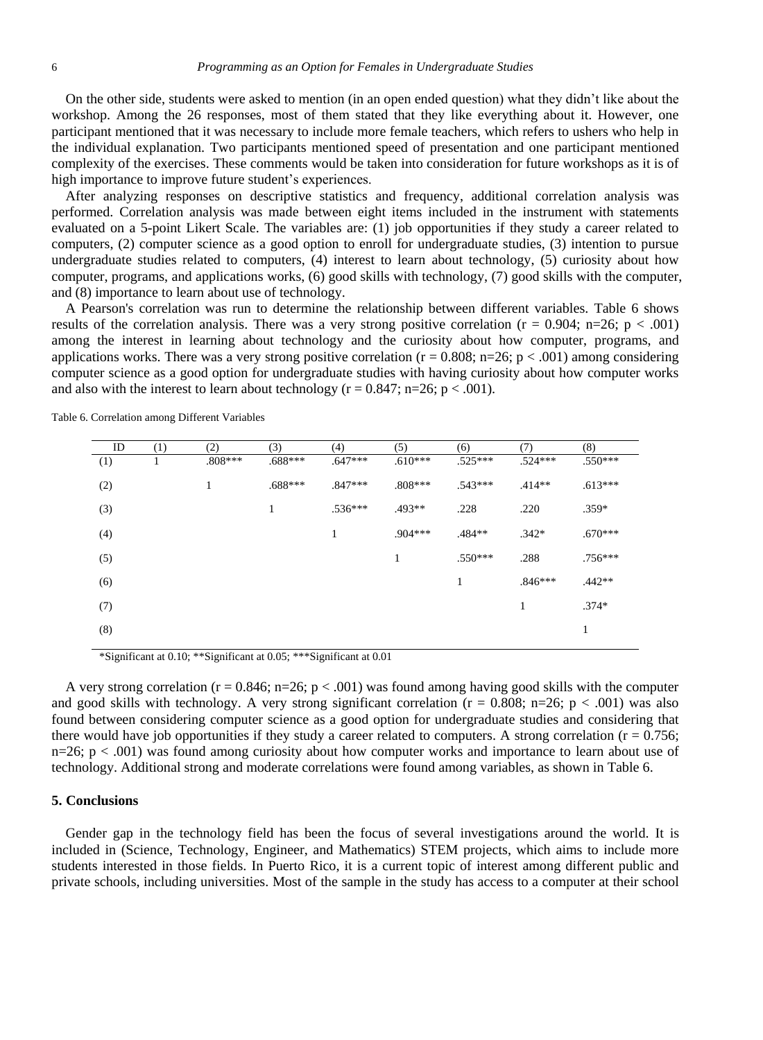On the other side, students were asked to mention (in an open ended question) what they didn't like about the workshop. Among the 26 responses, most of them stated that they like everything about it. However, one participant mentioned that it was necessary to include more female teachers, which refers to ushers who help in the individual explanation. Two participants mentioned speed of presentation and one participant mentioned complexity of the exercises. These comments would be taken into consideration for future workshops as it is of high importance to improve future student's experiences.

After analyzing responses on descriptive statistics and frequency, additional correlation analysis was performed. Correlation analysis was made between eight items included in the instrument with statements evaluated on a 5-point Likert Scale. The variables are: (1) job opportunities if they study a career related to computers, (2) computer science as a good option to enroll for undergraduate studies, (3) intention to pursue undergraduate studies related to computers, (4) interest to learn about technology, (5) curiosity about how computer, programs, and applications works, (6) good skills with technology, (7) good skills with the computer, and (8) importance to learn about use of technology.

A Pearson's correlation was run to determine the relationship between different variables. Table 6 shows results of the correlation analysis. There was a very strong positive correlation ($r = 0.904$; $n=26$; $p < .001$) among the interest in learning about technology and the curiosity about how computer, programs, and applications works. There was a very strong positive correlation ($r = 0.808$; $n=26$; $p < .001$) among considering computer science as a good option for undergraduate studies with having curiosity about how computer works and also with the interest to learn about technology ($r = 0.847$; $n=26$; $p < .001$).

Table 6. Correlation among Different Variables

| ID | (1) | (2) | (3) | (4) | (5) | (6) | (7) | (8) |
|---|---|---|---|---|---|---|---|---|
| (1) | 1 | .808*** | .688*** | .647*** | .610*** | .525*** | .524*** | .550*** |
| (2) | | 1 | .688*** | .847*** | .808*** | .543*** | .414** | .613*** |
| (3) | | | 1 | .536*** | .493** | .228 | .220 | .359* |
| (4) | | | | 1 | .904*** | .484** | .342* | .670*** |
| (5) | | | | | 1 | .550*** | .288 | .756*** |
| (6) | | | | | | 1 | .846*** | .442** |
| (7) | | | | | | | 1 | .374* |
| (8) | | | | | | | | 1 |

*Significant at 0.10; **Significant at 0.05; ***Significant at 0.01

A very strong correlation ($r = 0.846$; $n=26$; $p < .001$) was found among having good skills with the computer and good skills with technology. A very strong significant correlation ($r = 0.808$; $n=26$; $p < .001$) was also found between considering computer science as a good option for undergraduate studies and considering that there would have job opportunities if they study a career related to computers. A strong correlation ($r = 0.756$; $n=26$; $p < .001$) was found among curiosity about how computer works and importance to learn about use of technology. Additional strong and moderate correlations were found among variables, as shown in Table 6.

## 5. Conclusions

Gender gap in the technology field has been the focus of several investigations around the world. It is included in (Science, Technology, Engineer, and Mathematics) STEM projects, which aims to include more students interested in those fields. In Puerto Rico, it is a current topic of interest among different public and private schools, including universities. Most of the sample in the study has access to a computer at their school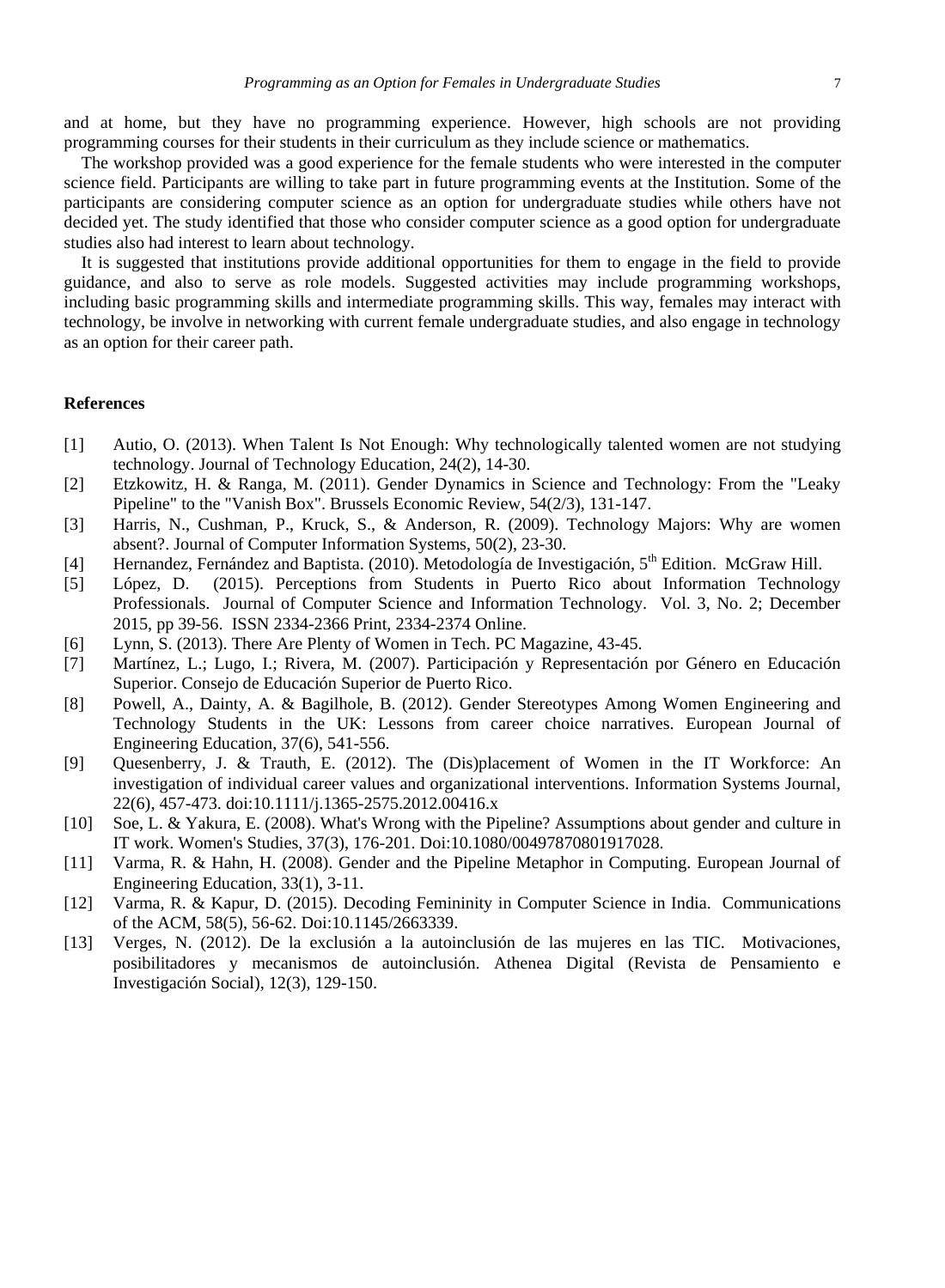and at home, but they have no programming experience. However, high schools are not providing programming courses for their students in their curriculum as they include science or mathematics.

The workshop provided was a good experience for the female students who were interested in the computer science field. Participants are willing to take part in future programming events at the Institution. Some of the participants are considering computer science as an option for undergraduate studies while others have not decided yet. The study identified that those who consider computer science as a good option for undergraduate studies also had interest to learn about technology.

It is suggested that institutions provide additional opportunities for them to engage in the field to provide guidance, and also to serve as role models. Suggested activities may include programming workshops, including basic programming skills and intermediate programming skills. This way, females may interact with technology, be involve in networking with current female undergraduate studies, and also engage in technology as an option for their career path.

## References

[1] Autio, O. (2013). When Talent Is Not Enough: Why technologically talented women are not studying technology. Journal of Technology Education, 24(2), 14-30.

[2] Etzkowitz, H. & Ranga, M. (2011). Gender Dynamics in Science and Technology: From the "Leaky Pipeline" to the "Vanish Box". Brussels Economic Review, 54(2/3), 131-147.

[3] Harris, N., Cushman, P., Kruck, S., & Anderson, R. (2009). Technology Majors: Why are women absent?. Journal of Computer Information Systems, 50(2), 23-30.

[4] Hernandez, Fernández and Baptista. (2010). Metodología de Investigación, 5th Edition. McGraw Hill.

[5] López, D. (2015). Perceptions from Students in Puerto Rico about Information Technology Professionals. Journal of Computer Science and Information Technology. Vol. 3, No. 2; December 2015, pp 39-56. ISSN 2334-2366 Print, 2334-2374 Online.

[6] Lynn, S. (2013). There Are Plenty of Women in Tech. PC Magazine, 43-45.

[7] Martínez, L.; Lugo, I.; Rivera, M. (2007). Participación y Representación por Género en Educación Superior. Consejo de Educación Superior de Puerto Rico.

[8] Powell, A., Dainty, A. & Bagilhole, B. (2012). Gender Stereotypes Among Women Engineering and Technology Students in the UK: Lessons from career choice narratives. European Journal of Engineering Education, 37(6), 541-556.

[9] Quesenberry, J. & Trauth, E. (2012). The (Dis)placement of Women in the IT Workforce: An investigation of individual career values and organizational interventions. Information Systems Journal, 22(6), 457-473. doi:10.1111/j.1365-2575.2012.00416.x

[10] Soe, L. & Yakura, E. (2008). What's Wrong with the Pipeline? Assumptions about gender and culture in IT work. Women's Studies, 37(3), 176-201. Doi:10.1080/00497870801917028.

[11] Varma, R. & Hahn, H. (2008). Gender and the Pipeline Metaphor in Computing. European Journal of Engineering Education, 33(1), 3-11.

[12] Varma, R. & Kapur, D. (2015). Decoding Femininity in Computer Science in India. Communications of the ACM, 58(5), 56-62. Doi:10.1145/2663339.

[13] Verges, N. (2012). De la exclusión a la autoinclusión de las mujeres en las TIC. Motivaciones, posibilitadores y mecanismos de autoinclusión. Athenea Digital (Revista de Pensamiento e Investigación Social), 12(3), 129-150.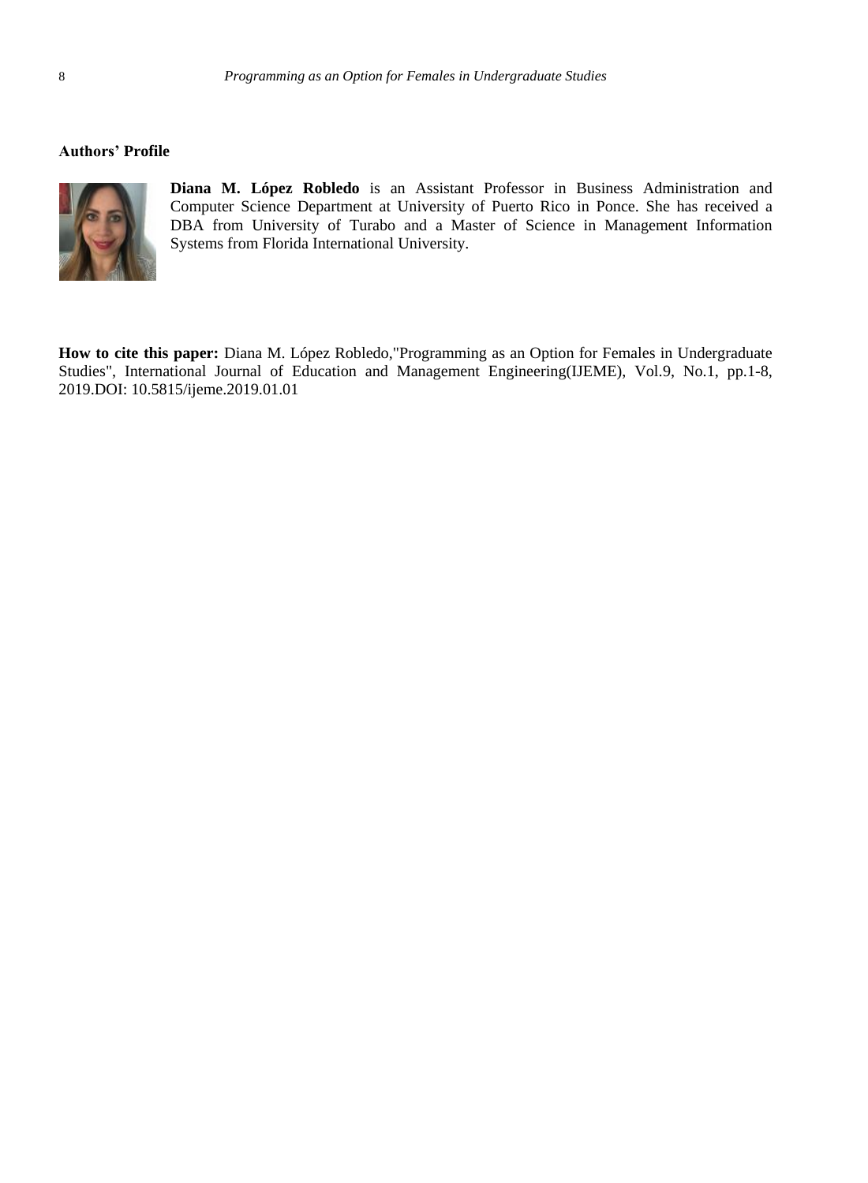**Authors' Profile**

**Diana M. López Robledo** is an Assistant Professor in Business Administration and Computer Science Department at University of Puerto Rico in Ponce. She has received a DBA from University of Turabo and a Master of Science in Management Information Systems from Florida International University.

**How to cite this paper:** Diana M. López Robledo,"Programming as an Option for Females in Undergraduate Studies", International Journal of Education and Management Engineering(IJEME), Vol.9, No.1, pp.1-8, 2019.DOI: 10.5815/ijeme.2019.01.01